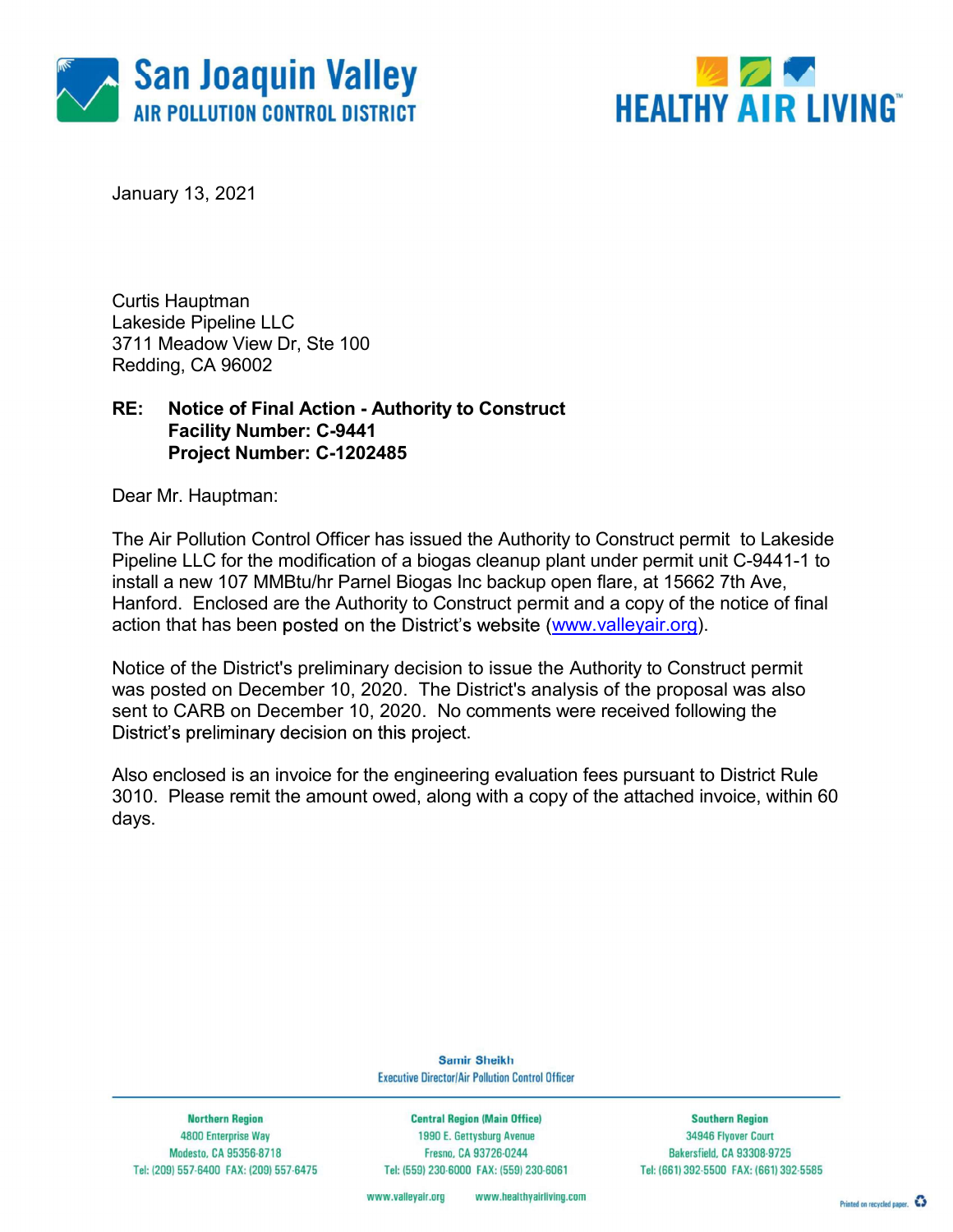San Joaquin Valley
AIR POLLUTION CONTROL DISTRICT

HEALTHY AIR LIVING™

January 13, 2021

Curtis Hauptman
Lakeside Pipeline LLC
3711 Meadow View Dr, Ste 100
Redding, CA 96002

**RE: Notice of Final Action - Authority to Construct**
**Facility Number: C-9441**
**Project Number: C-1202485**

Dear Mr. Hauptman:

The Air Pollution Control Officer has issued the Authority to Construct permit to Lakeside Pipeline LLC for the modification of a biogas cleanup plant under permit unit C-9441-1 to install a new 107 MMBtu/hr Parnel Biogas Inc backup open flare, at 15662 7th Ave, Hanford. Enclosed are the Authority to Construct permit and a copy of the notice of final action that has been posted on the District's website (www.valleyair.org).

Notice of the District's preliminary decision to issue the Authority to Construct permit was posted on December 10, 2020. The District's analysis of the proposal was also sent to CARB on December 10, 2020. No comments were received following the District's preliminary decision on this project.

Also enclosed is an invoice for the engineering evaluation fees pursuant to District Rule 3010. Please remit the amount owed, along with a copy of the attached invoice, within 60 days.

Samir Sheikh
Executive Director/Air Pollution Control Officer

| Northern Region | Central Region (Main Office) | Southern Region |
|---|---|---|
| 4800 Enterprise Way | 1990 E. Gettysburg Avenue | 34946 Flyover Court |
| Modesto, CA 95356-8718 | Fresno, CA 93726-0244 | Bakersfield, CA 93308-9725 |
| Tel: (209) 557-6400 FAX: (209) 557-6475 | Tel: (559) 230-6000 FAX: (559) 230-6061 | Tel: (661) 392-5500 FAX: (661) 392-5585 |

www.valleyair.org www.healthyairliving.com

Printed on recycled paper.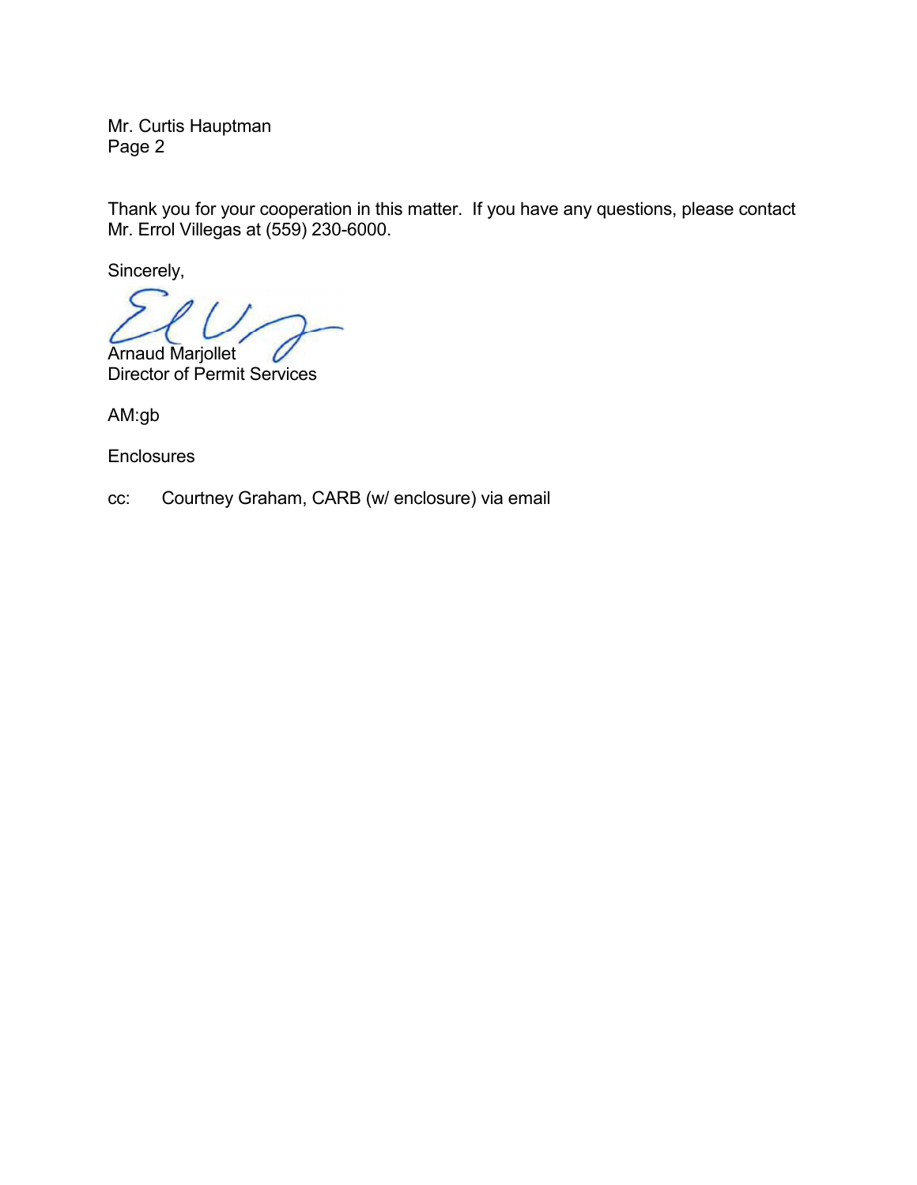Mr. Curtis Hauptman

Thank you for your cooperation in this matter. If you have any questions, please contact Mr. Errol Villegas at (559) 230-6000.

Sincerely,

Arnaud Marjollet
Director of Permit Services

AM:gb

Enclosures

cc: Courtney Graham, CARB (w/ enclosure) via email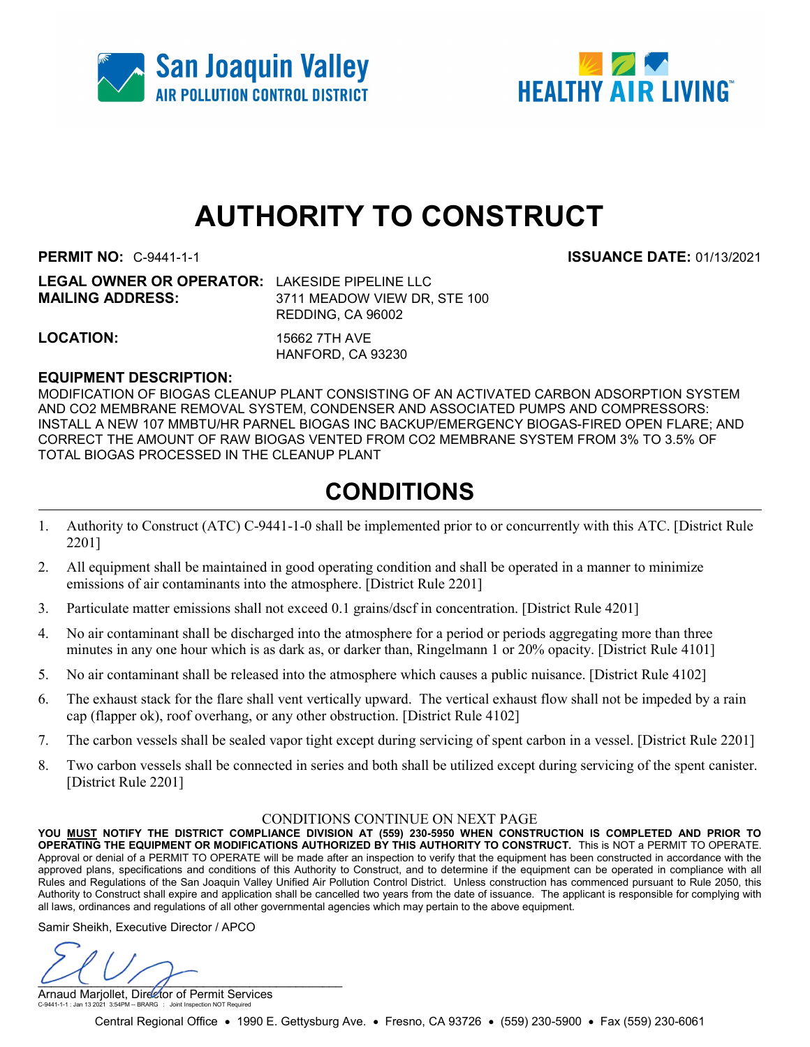# AUTHORITY TO CONSTRUCT

**PERMIT NO:** C-9441-1-1 **ISSUANCE DATE:** 01/13/2021

**LEGAL OWNER OR OPERATOR:** LAKESIDE PIPELINE LLC
**MAILING ADDRESS:** 3711 MEADOW VIEW DR, STE 100
REDDING, CA 96002

**LOCATION:** 15662 7TH AVE
HANFORD, CA 93230

**EQUIPMENT DESCRIPTION:**
MODIFICATION OF BIOGAS CLEANUP PLANT CONSISTING OF AN ACTIVATED CARBON ADSORPTION SYSTEM AND CO2 MEMBRANE REMOVAL SYSTEM, CONDENSER AND ASSOCIATED PUMPS AND COMPRESSORS: INSTALL A NEW 107 MMBTU/HR PARNEL BIOGAS INC BACKUP/EMERGENCY BIOGAS-FIRED OPEN FLARE; AND CORRECT THE AMOUNT OF RAW BIOGAS VENTED FROM CO2 MEMBRANE SYSTEM FROM 3% TO 3.5% OF TOTAL BIOGAS PROCESSED IN THE CLEANUP PLANT

## CONDITIONS

1. Authority to Construct (ATC) C-9441-1-0 shall be implemented prior to or concurrently with this ATC. [District Rule 2201]
2. All equipment shall be maintained in good operating condition and shall be operated in a manner to minimize emissions of air contaminants into the atmosphere. [District Rule 2201]
3. Particulate matter emissions shall not exceed 0.1 grains/dscf in concentration. [District Rule 4201]
4. No air contaminant shall be discharged into the atmosphere for a period or periods aggregating more than three minutes in any one hour which is as dark as, or darker than, Ringelmann 1 or 20% opacity. [District Rule 4101]
5. No air contaminant shall be released into the atmosphere which causes a public nuisance. [District Rule 4102]
6. The exhaust stack for the flare shall vent vertically upward. The vertical exhaust flow shall not be impeded by a rain cap (flapper ok), roof overhang, or any other obstruction. [District Rule 4102]
7. The carbon vessels shall be sealed vapor tight except during servicing of spent carbon in a vessel. [District Rule 2201]
8. Two carbon vessels shall be connected in series and both shall be utilized except during servicing of the spent canister. [District Rule 2201]

CONDITIONS CONTINUE ON NEXT PAGE

**YOU MUST NOTIFY THE DISTRICT COMPLIANCE DIVISION AT (559) 230-5950 WHEN CONSTRUCTION IS COMPLETED AND PRIOR TO OPERATING THE EQUIPMENT OR MODIFICATIONS AUTHORIZED BY THIS AUTHORITY TO CONSTRUCT.** This is NOT a PERMIT TO OPERATE. Approval or denial of a PERMIT TO OPERATE will be made after an inspection to verify that the equipment has been constructed in accordance with the approved plans, specifications and conditions of this Authority to Construct, and to determine if the equipment can be operated in compliance with all Rules and Regulations of the San Joaquin Valley Unified Air Pollution Control District. Unless construction has commenced pursuant to Rule 2050, this Authority to Construct shall expire and application shall be cancelled two years from the date of issuance. The applicant is responsible for complying with all laws, ordinances and regulations of all other governmental agencies which may pertain to the above equipment.

Samir Sheikh, Executive Director / APCO

Arnaud Marjollet, Director of Permit Services

C-9441-1-1 : Jan 13 2021 3:54PM -- BRARG : Joint Inspection NOT Required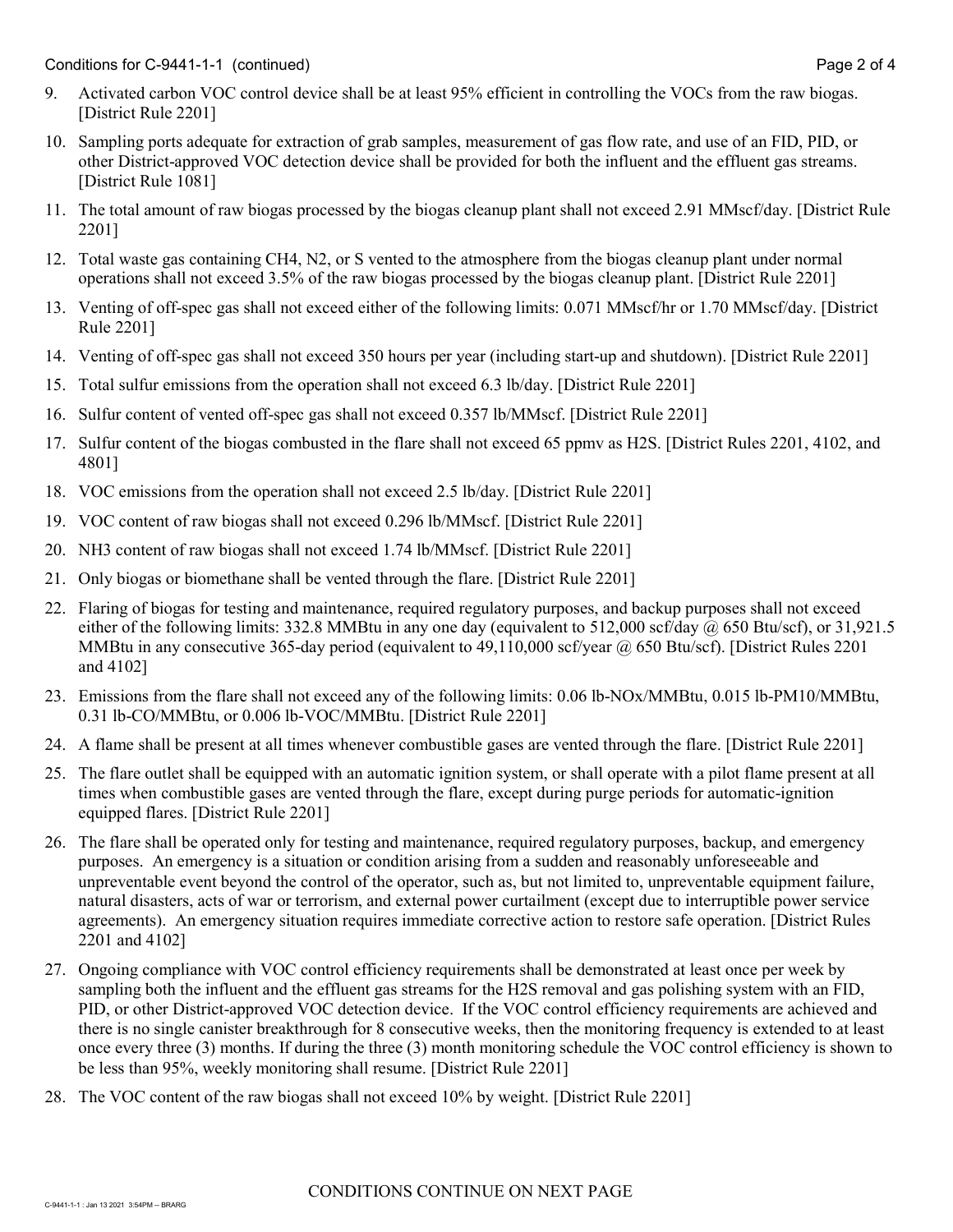9. Activated carbon VOC control device shall be at least 95% efficient in controlling the VOCs from the raw biogas. [District Rule 2201]

10. Sampling ports adequate for extraction of grab samples, measurement of gas flow rate, and use of an FID, PID, or other District-approved VOC detection device shall be provided for both the influent and the effluent gas streams. [District Rule 1081]

11. The total amount of raw biogas processed by the biogas cleanup plant shall not exceed 2.91 MMscf/day. [District Rule 2201]

12. Total waste gas containing $CH_4$, $N_2$, or S vented to the atmosphere from the biogas cleanup plant under normal operations shall not exceed 3.5% of the raw biogas processed by the biogas cleanup plant. [District Rule 2201]

13. Venting of off-spec gas shall not exceed either of the following limits: 0.071 MMscf/hr or 1.70 MMscf/day. [District Rule 2201]

14. Venting of off-spec gas shall not exceed 350 hours per year (including start-up and shutdown). [District Rule 2201]

15. Total sulfur emissions from the operation shall not exceed 6.3 lb/day. [District Rule 2201]

16. Sulfur content of vented off-spec gas shall not exceed 0.357 lb/MMscf. [District Rule 2201]

17. Sulfur content of the biogas combusted in the flare shall not exceed 65 ppmv as $H_2S$. [District Rules 2201, 4102, and 4801]

18. VOC emissions from the operation shall not exceed 2.5 lb/day. [District Rule 2201]

19. VOC content of raw biogas shall not exceed 0.296 lb/MMscf. [District Rule 2201]

20. $NH_3$ content of raw biogas shall not exceed 1.74 lb/MMscf. [District Rule 2201]

21. Only biogas or biomethane shall be vented through the flare. [District Rule 2201]

22. Flaring of biogas for testing and maintenance, required regulatory purposes, and backup purposes shall not exceed either of the following limits: 332.8 MMBtu in any one day (equivalent to 512,000 scf/day @ 650 Btu/scf), or 31,921.5 MMBtu in any consecutive 365-day period (equivalent to 49,110,000 scf/year @ 650 Btu/scf). [District Rules 2201 and 4102]

23. Emissions from the flare shall not exceed any of the following limits: 0.06 lb-NOx/MMBtu, 0.015 lb-PM10/MMBtu, 0.31 lb-CO/MMBtu, or 0.006 lb-VOC/MMBtu. [District Rule 2201]

24. A flame shall be present at all times whenever combustible gases are vented through the flare. [District Rule 2201]

25. The flare outlet shall be equipped with an automatic ignition system, or shall operate with a pilot flame present at all times when combustible gases are vented through the flare, except during purge periods for automatic-ignition equipped flares. [District Rule 2201]

26. The flare shall be operated only for testing and maintenance, required regulatory purposes, backup, and emergency purposes. An emergency is a situation or condition arising from a sudden and reasonably unforeseeable and unpreventable event beyond the control of the operator, such as, but not limited to, unpreventable equipment failure, natural disasters, acts of war or terrorism, and external power curtailment (except due to interruptible power service agreements). An emergency situation requires immediate corrective action to restore safe operation. [District Rules 2201 and 4102]

27. Ongoing compliance with VOC control efficiency requirements shall be demonstrated at least once per week by sampling both the influent and the effluent gas streams for the $H_2S$ removal and gas polishing system with an FID, PID, or other District-approved VOC detection device. If the VOC control efficiency requirements are achieved and there is no single canister breakthrough for 8 consecutive weeks, then the monitoring frequency is extended to at least once every three (3) months. If during the three (3) month monitoring schedule the VOC control efficiency is shown to be less than 95%, weekly monitoring shall resume. [District Rule 2201]

28. The VOC content of the raw biogas shall not exceed 10% by weight. [District Rule 2201]

CONDITIONS CONTINUE ON NEXT PAGE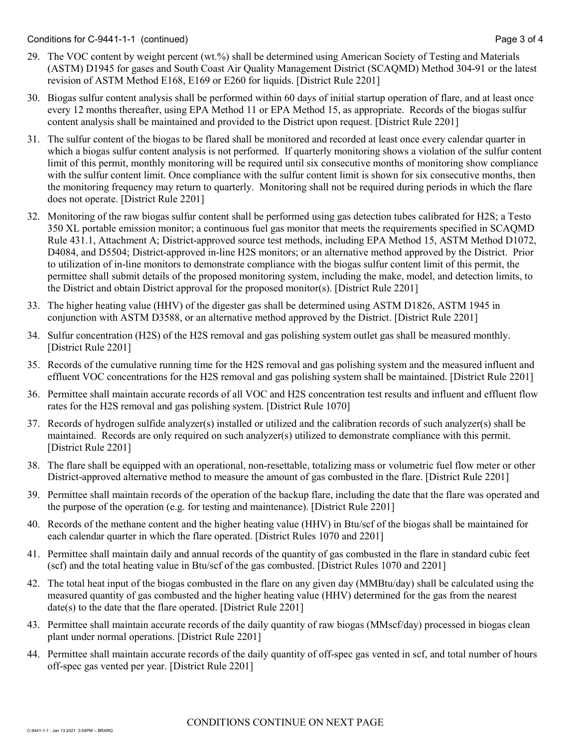29. The VOC content by weight percent (wt.%) shall be determined using American Society of Testing and Materials (ASTM) D1945 for gases and South Coast Air Quality Management District (SCAQMD) Method 304-91 or the latest revision of ASTM Method E168, E169 or E260 for liquids. [District Rule 2201]

30. Biogas sulfur content analysis shall be performed within 60 days of initial startup operation of flare, and at least once every 12 months thereafter, using EPA Method 11 or EPA Method 15, as appropriate. Records of the biogas sulfur content analysis shall be maintained and provided to the District upon request. [District Rule 2201]

31. The sulfur content of the biogas to be flared shall be monitored and recorded at least once every calendar quarter in which a biogas sulfur content analysis is not performed. If quarterly monitoring shows a violation of the sulfur content limit of this permit, monthly monitoring will be required until six consecutive months of monitoring show compliance with the sulfur content limit. Once compliance with the sulfur content limit is shown for six consecutive months, then the monitoring frequency may return to quarterly. Monitoring shall not be required during periods in which the flare does not operate. [District Rule 2201]

32. Monitoring of the raw biogas sulfur content shall be performed using gas detection tubes calibrated for $H_2S$; a Testo 350 XL portable emission monitor; a continuous fuel gas monitor that meets the requirements specified in SCAQMD Rule 431.1, Attachment A; District-approved source test methods, including EPA Method 15, ASTM Method D1072, D4084, and D5504; District-approved in-line $H_2S$ monitors; or an alternative method approved by the District. Prior to utilization of in-line monitors to demonstrate compliance with the biogas sulfur content limit of this permit, the permittee shall submit details of the proposed monitoring system, including the make, model, and detection limits, to the District and obtain District approval for the proposed monitor(s). [District Rule 2201]

33. The higher heating value (HHV) of the digester gas shall be determined using ASTM D1826, ASTM 1945 in conjunction with ASTM D3588, or an alternative method approved by the District. [District Rule 2201]

34. Sulfur concentration ($H_2S$) of the $H_2S$ removal and gas polishing system outlet gas shall be measured monthly. [District Rule 2201]

35. Records of the cumulative running time for the $H_2S$ removal and gas polishing system and the measured influent and effluent VOC concentrations for the $H_2S$ removal and gas polishing system shall be maintained. [District Rule 2201]

36. Permittee shall maintain accurate records of all VOC and $H_2S$ concentration test results and influent and effluent flow rates for the $H_2S$ removal and gas polishing system. [District Rule 1070]

37. Records of hydrogen sulfide analyzer(s) installed or utilized and the calibration records of such analyzer(s) shall be maintained. Records are only required on such analyzer(s) utilized to demonstrate compliance with this permit. [District Rule 2201]

38. The flare shall be equipped with an operational, non-resettable, totalizing mass or volumetric fuel flow meter or other District-approved alternative method to measure the amount of gas combusted in the flare. [District Rule 2201]

39. Permittee shall maintain records of the operation of the backup flare, including the date that the flare was operated and the purpose of the operation (e.g. for testing and maintenance). [District Rule 2201]

40. Records of the methane content and the higher heating value (HHV) in Btu/scf of the biogas shall be maintained for each calendar quarter in which the flare operated. [District Rules 1070 and 2201]

41. Permittee shall maintain daily and annual records of the quantity of gas combusted in the flare in standard cubic feet (scf) and the total heating value in Btu/scf of the gas combusted. [District Rules 1070 and 2201]

42. The total heat input of the biogas combusted in the flare on any given day (MMBtu/day) shall be calculated using the measured quantity of gas combusted and the higher heating value (HHV) determined for the gas from the nearest date(s) to the date that the flare operated. [District Rule 2201]

43. Permittee shall maintain accurate records of the daily quantity of raw biogas (MMscf/day) processed in biogas clean plant under normal operations. [District Rule 2201]

44. Permittee shall maintain accurate records of the daily quantity of off-spec gas vented in scf, and total number of hours off-spec gas vented per year. [District Rule 2201]

CONDITIONS CONTINUE ON NEXT PAGE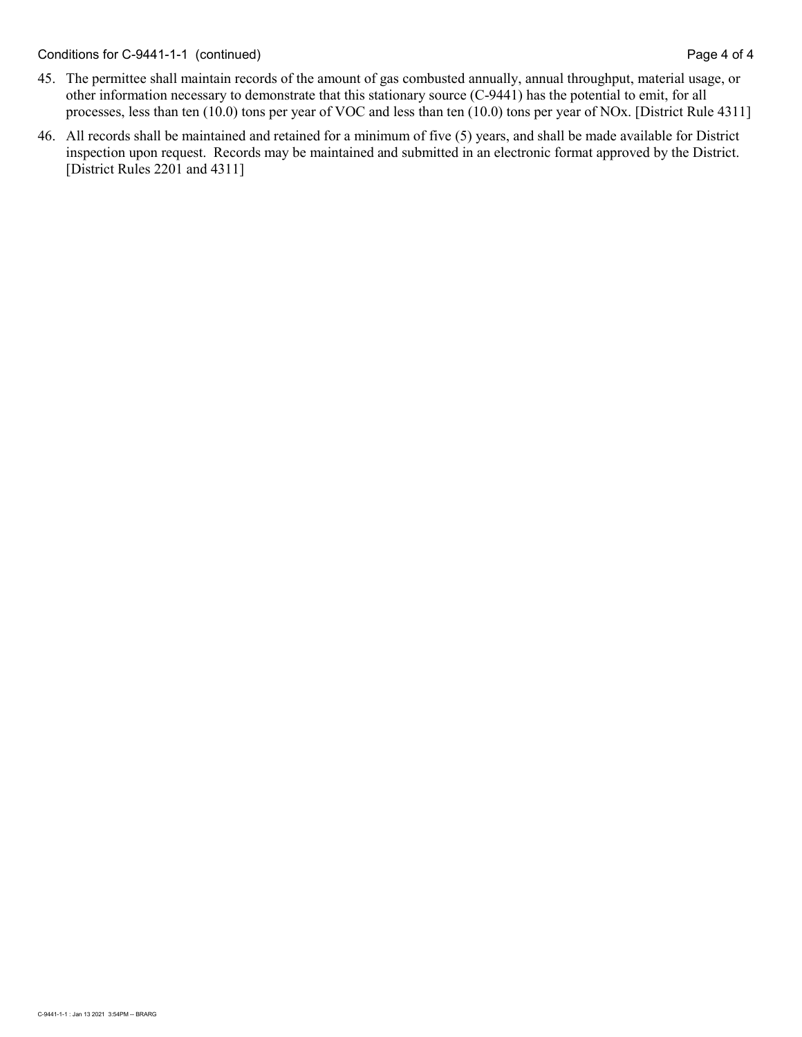45. The permittee shall maintain records of the amount of gas combusted annually, annual throughput, material usage, or other information necessary to demonstrate that this stationary source (C-9441) has the potential to emit, for all processes, less than ten (10.0) tons per year of VOC and less than ten (10.0) tons per year of NOx. [District Rule 4311]

46. All records shall be maintained and retained for a minimum of five (5) years, and shall be made available for District inspection upon request. Records may be maintained and submitted in an electronic format approved by the District. [District Rules 2201 and 4311]